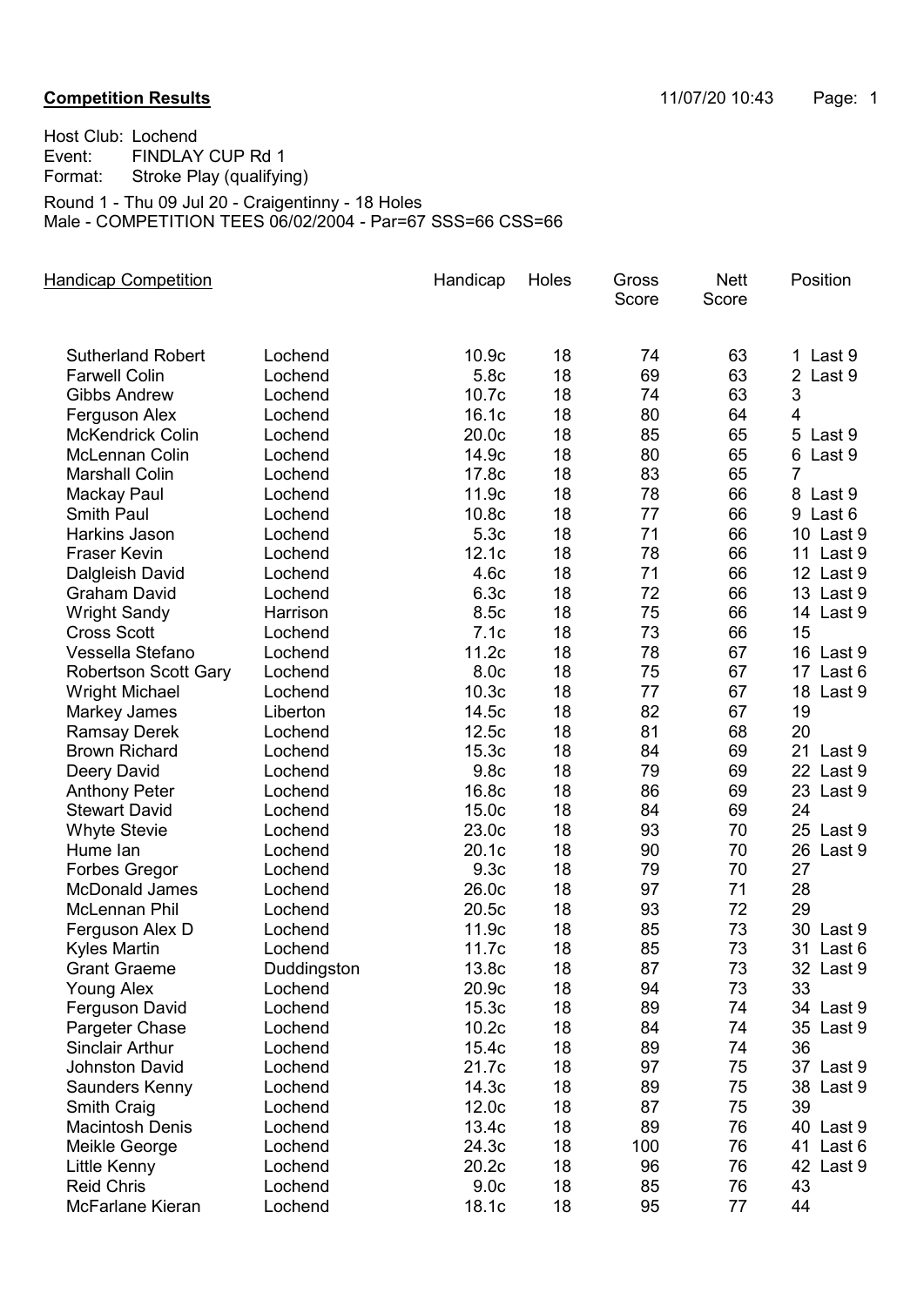**Competition Results** 11/07/20 10:43

Host Club: Lochend
Event: FINDLAY CUP Rd 1
Format: Stroke Play (qualifying)

Round 1 - Thu 09 Jul 20 - Craigentinny - 18 Holes
Male - COMPETITION TEES 06/02/2004 - Par=67 SSS=66 CSS=66

| Handicap Competition | | Handicap | Holes | Gross Score | Nett Score | Position |
|---|---|---|---|---|---|---|
| Sutherland Robert | Lochend | 10.9c | 18 | 74 | 63 | 1 Last 9 |
| Farwell Colin | Lochend | 5.8c | 18 | 69 | 63 | 2 Last 9 |
| Gibbs Andrew | Lochend | 10.7c | 18 | 74 | 63 | 3 |
| Ferguson Alex | Lochend | 16.1c | 18 | 80 | 64 | 4 |
| McKendrick Colin | Lochend | 20.0c | 18 | 85 | 65 | 5 Last 9 |
| McLennan Colin | Lochend | 14.9c | 18 | 80 | 65 | 6 Last 9 |
| Marshall Colin | Lochend | 17.8c | 18 | 83 | 65 | 7 |
| Mackay Paul | Lochend | 11.9c | 18 | 78 | 66 | 8 Last 9 |
| Smith Paul | Lochend | 10.8c | 18 | 77 | 66 | 9 Last 6 |
| Harkins Jason | Lochend | 5.3c | 18 | 71 | 66 | 10 Last 9 |
| Fraser Kevin | Lochend | 12.1c | 18 | 78 | 66 | 11 Last 9 |
| Dalgleish David | Lochend | 4.6c | 18 | 71 | 66 | 12 Last 9 |
| Graham David | Lochend | 6.3c | 18 | 72 | 66 | 13 Last 9 |
| Wright Sandy | Harrison | 8.5c | 18 | 75 | 66 | 14 Last 9 |
| Cross Scott | Lochend | 7.1c | 18 | 73 | 66 | 15 |
| Vessella Stefano | Lochend | 11.2c | 18 | 78 | 67 | 16 Last 9 |
| Robertson Scott Gary | Lochend | 8.0c | 18 | 75 | 67 | 17 Last 6 |
| Wright Michael | Lochend | 10.3c | 18 | 77 | 67 | 18 Last 9 |
| Markey James | Liberton | 14.5c | 18 | 82 | 67 | 19 |
| Ramsay Derek | Lochend | 12.5c | 18 | 81 | 68 | 20 |
| Brown Richard | Lochend | 15.3c | 18 | 84 | 69 | 21 Last 9 |
| Deery David | Lochend | 9.8c | 18 | 79 | 69 | 22 Last 9 |
| Anthony Peter | Lochend | 16.8c | 18 | 86 | 69 | 23 Last 9 |
| Stewart David | Lochend | 15.0c | 18 | 84 | 69 | 24 |
| Whyte Stevie | Lochend | 23.0c | 18 | 93 | 70 | 25 Last 9 |
| Hume Ian | Lochend | 20.1c | 18 | 90 | 70 | 26 Last 9 |
| Forbes Gregor | Lochend | 9.3c | 18 | 79 | 70 | 27 |
| McDonald James | Lochend | 26.0c | 18 | 97 | 71 | 28 |
| McLennan Phil | Lochend | 20.5c | 18 | 93 | 72 | 29 |
| Ferguson Alex D | Lochend | 11.9c | 18 | 85 | 73 | 30 Last 9 |
| Kyles Martin | Lochend | 11.7c | 18 | 85 | 73 | 31 Last 6 |
| Grant Graeme | Duddingston | 13.8c | 18 | 87 | 73 | 32 Last 9 |
| Young Alex | Lochend | 20.9c | 18 | 94 | 73 | 33 |
| Ferguson David | Lochend | 15.3c | 18 | 89 | 74 | 34 Last 9 |
| Pargeter Chase | Lochend | 10.2c | 18 | 84 | 74 | 35 Last 9 |
| Sinclair Arthur | Lochend | 15.4c | 18 | 89 | 74 | 36 |
| Johnston David | Lochend | 21.7c | 18 | 97 | 75 | 37 Last 9 |
| Saunders Kenny | Lochend | 14.3c | 18 | 89 | 75 | 38 Last 9 |
| Smith Craig | Lochend | 12.0c | 18 | 87 | 75 | 39 |
| Macintosh Denis | Lochend | 13.4c | 18 | 89 | 76 | 40 Last 9 |
| Meikle George | Lochend | 24.3c | 18 | 100 | 76 | 41 Last 6 |
| Little Kenny | Lochend | 20.2c | 18 | 96 | 76 | 42 Last 9 |
| Reid Chris | Lochend | 9.0c | 18 | 85 | 76 | 43 |
| McFarlane Kieran | Lochend | 18.1c | 18 | 95 | 77 | 44 |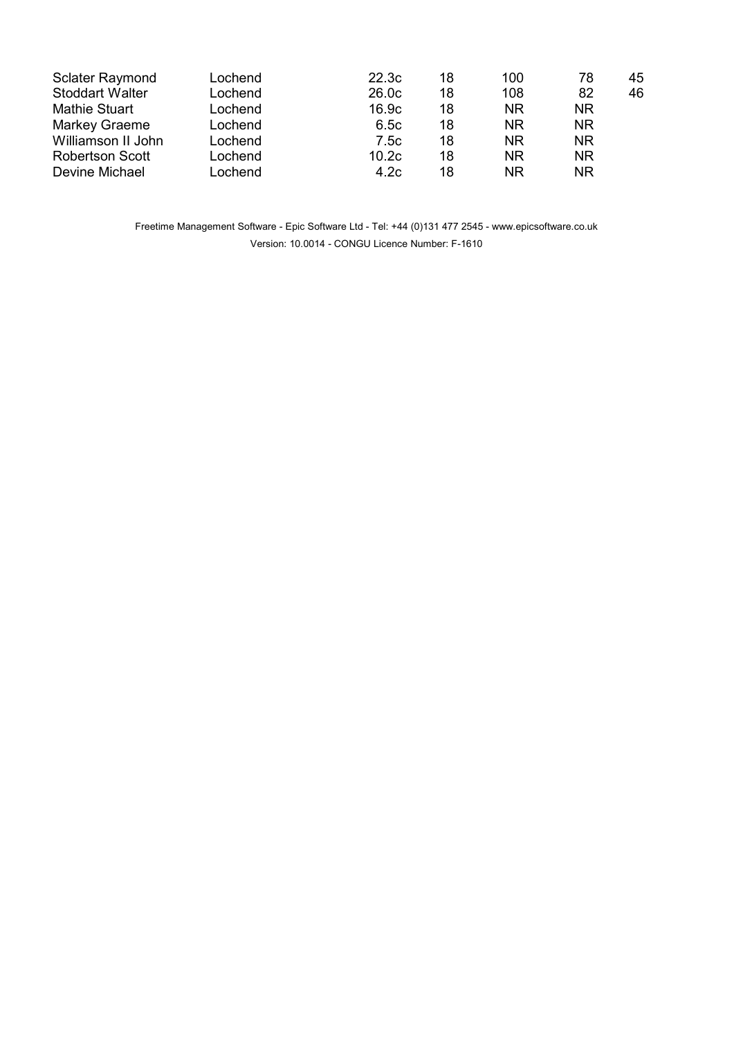| | | | | | | |
|---|---|---|---|---|---|---|
| Sclater Raymond | Lochend | 22.3c | 18 | 100 | 78 | 45 |
| Stoddart Walter | Lochend | 26.0c | 18 | 108 | 82 | 46 |
| Mathie Stuart | Lochend | 16.9c | 18 | NR | NR | |
| Markey Graeme | Lochend | 6.5c | 18 | NR | NR | |
| Williamson II John | Lochend | 7.5c | 18 | NR | NR | |
| Robertson Scott | Lochend | 10.2c | 18 | NR | NR | |
| Devine Michael | Lochend | 4.2c | 18 | NR | NR | |

Freetime Management Software - Epic Software Ltd - Tel: +44 (0)131 477 2545 - www.epicsoftware.co.uk

Version: 10.0014 - CONGU Licence Number: F-1610